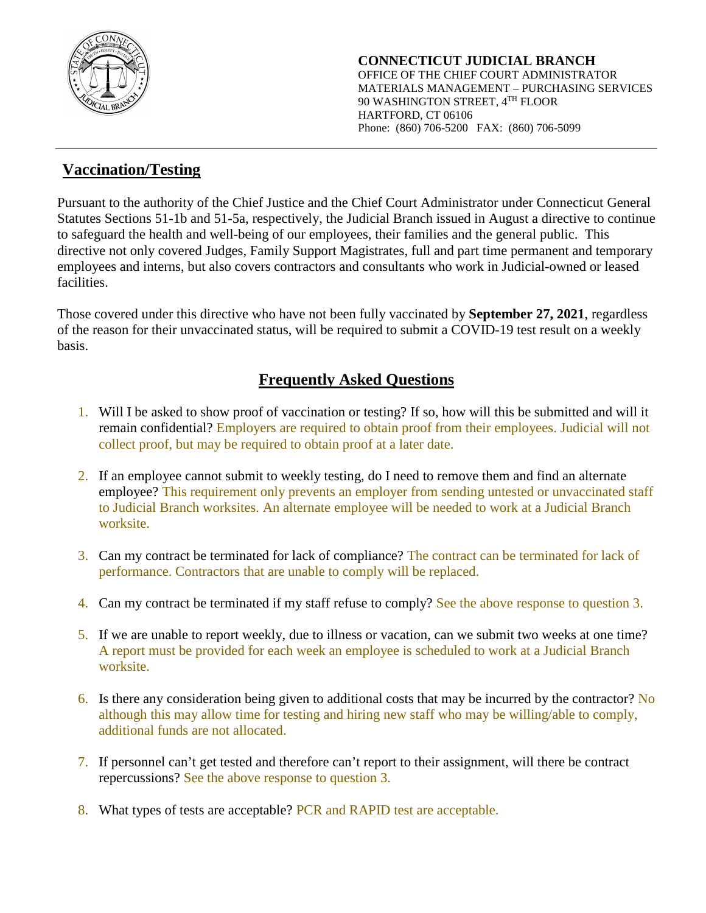**CONNECTICUT JUDICIAL BRANCH**
OFFICE OF THE CHIEF COURT ADMINISTRATOR
MATERIALS MANAGEMENT – PURCHASING SERVICES
90 WASHINGTON STREET, 4TH FLOOR
HARTFORD, CT 06106
Phone: (860) 706-5200 FAX: (860) 706-5099

## Vaccination/Testing

Pursuant to the authority of the Chief Justice and the Chief Court Administrator under Connecticut General Statutes Sections 51-1b and 51-5a, respectively, the Judicial Branch issued in August a directive to continue to safeguard the health and well-being of our employees, their families and the general public. This directive not only covered Judges, Family Support Magistrates, full and part time permanent and temporary employees and interns, but also covers contractors and consultants who work in Judicial-owned or leased facilities.

Those covered under this directive who have not been fully vaccinated by **September 27, 2021**, regardless of the reason for their unvaccinated status, will be required to submit a COVID-19 test result on a weekly basis.

## Frequently Asked Questions

1. Will I be asked to show proof of vaccination or testing? If so, how will this be submitted and will it remain confidential? Employers are required to obtain proof from their employees. Judicial will not collect proof, but may be required to obtain proof at a later date.
2. If an employee cannot submit to weekly testing, do I need to remove them and find an alternate employee? This requirement only prevents an employer from sending untested or unvaccinated staff to Judicial Branch worksites. An alternate employee will be needed to work at a Judicial Branch worksite.
3. Can my contract be terminated for lack of compliance? The contract can be terminated for lack of performance. Contractors that are unable to comply will be replaced.
4. Can my contract be terminated if my staff refuse to comply? See the above response to question 3.
5. If we are unable to report weekly, due to illness or vacation, can we submit two weeks at one time? A report must be provided for each week an employee is scheduled to work at a Judicial Branch worksite.
6. Is there any consideration being given to additional costs that may be incurred by the contractor? No although this may allow time for testing and hiring new staff who may be willing/able to comply, additional funds are not allocated.
7. If personnel can't get tested and therefore can't report to their assignment, will there be contract repercussions? See the above response to question 3.
8. What types of tests are acceptable? PCR and RAPID test are acceptable.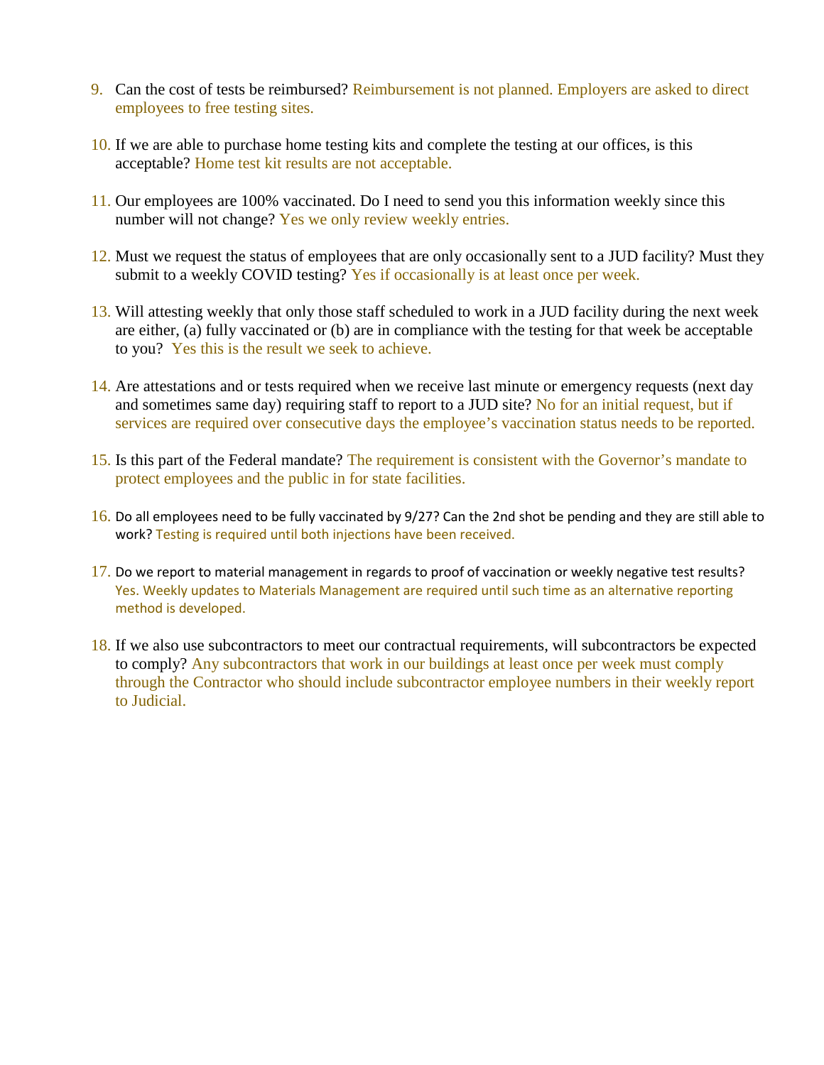9. Can the cost of tests be reimbursed? Reimbursement is not planned. Employers are asked to direct employees to free testing sites.

10. If we are able to purchase home testing kits and complete the testing at our offices, is this acceptable? Home test kit results are not acceptable.

11. Our employees are 100% vaccinated. Do I need to send you this information weekly since this number will not change? Yes we only review weekly entries.

12. Must we request the status of employees that are only occasionally sent to a JUD facility? Must they submit to a weekly COVID testing? Yes if occasionally is at least once per week.

13. Will attesting weekly that only those staff scheduled to work in a JUD facility during the next week are either, (a) fully vaccinated or (b) are in compliance with the testing for that week be acceptable to you? Yes this is the result we seek to achieve.

14. Are attestations and or tests required when we receive last minute or emergency requests (next day and sometimes same day) requiring staff to report to a JUD site? No for an initial request, but if services are required over consecutive days the employee's vaccination status needs to be reported.

15. Is this part of the Federal mandate? The requirement is consistent with the Governor's mandate to protect employees and the public in for state facilities.

16. Do all employees need to be fully vaccinated by 9/27? Can the 2nd shot be pending and they are still able to work? Testing is required until both injections have been received.

17. Do we report to material management in regards to proof of vaccination or weekly negative test results? Yes. Weekly updates to Materials Management are required until such time as an alternative reporting method is developed.

18. If we also use subcontractors to meet our contractual requirements, will subcontractors be expected to comply? Any subcontractors that work in our buildings at least once per week must comply through the Contractor who should include subcontractor employee numbers in their weekly report to Judicial.